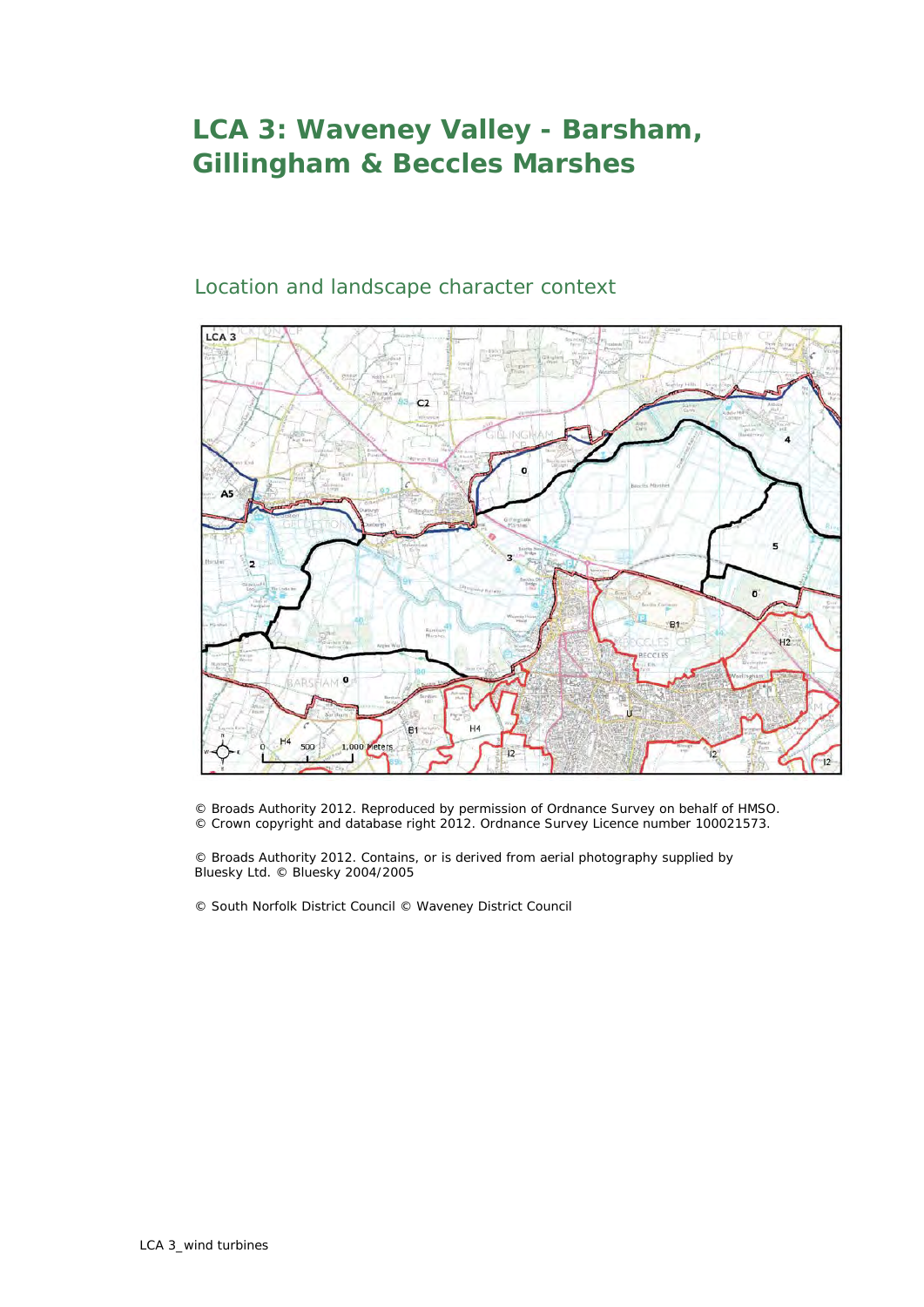# LCA 3: Waveney Valley - Barsham, Gillingham & Beccles Marshes

## Location and landscape character context

© Broads Authority 2012. Reproduced by permission of Ordnance Survey on behalf of HMSO.
© Crown copyright and database right 2012. Ordnance Survey Licence number 100021573.

© Broads Authority 2012. Contains, or is derived from aerial photography supplied by Bluesky Ltd. © Bluesky 2004/2005

© South Norfolk District Council © Waveney District Council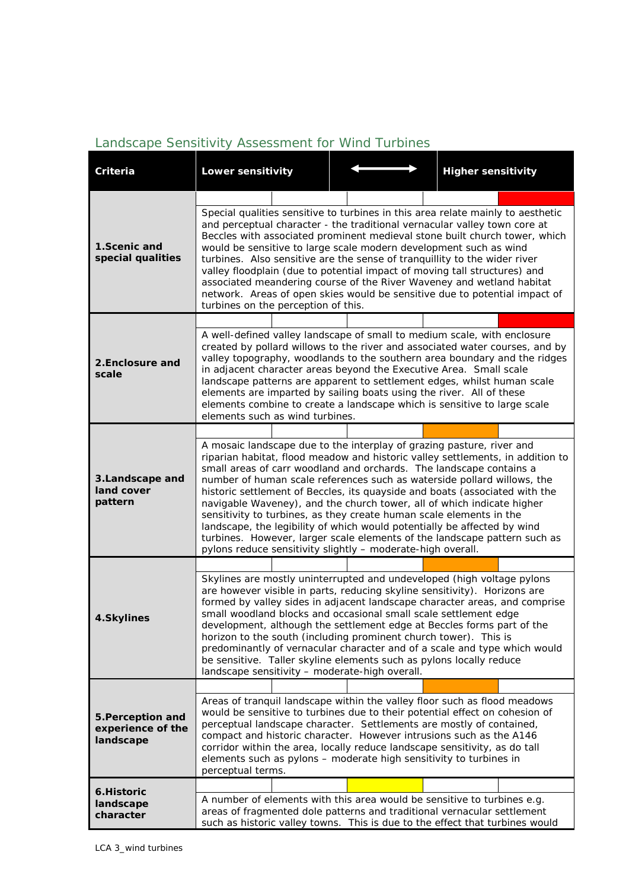## Landscape Sensitivity Assessment for Wind Turbines

| Criteria | Lower sensitivity ⟷ Higher sensitivity |
| --- | --- |
| **1.Scenic and special qualities** | Special qualities sensitive to turbines in this area relate mainly to aesthetic and perceptual character - the traditional vernacular valley town core at Beccles with associated prominent medieval stone built church tower, which would be sensitive to large scale modern development such as wind turbines. Also sensitive are the sense of tranquillity to the wider river valley floodplain (due to potential impact of moving tall structures) and associated meandering course of the River Waveney and wetland habitat network. Areas of open skies would be sensitive due to potential impact of turbines on the perception of this. |
| **2.Enclosure and scale** | A well-defined valley landscape of small to medium scale, with enclosure created by pollard willows to the river and associated water courses, and by valley topography, woodlands to the southern area boundary and the ridges in adjacent character areas beyond the Executive Area. Small scale landscape patterns are apparent to settlement edges, whilst human scale elements are imparted by sailing boats using the river. All of these elements combine to create a landscape which is sensitive to large scale elements such as wind turbines. |
| **3.Landscape and land cover pattern** | A mosaic landscape due to the interplay of grazing pasture, river and riparian habitat, flood meadow and historic valley settlements, in addition to small areas of carr woodland and orchards. The landscape contains a number of human scale references such as waterside pollard willows, the historic settlement of Beccles, its quayside and boats (associated with the navigable Waveney), and the church tower, all of which indicate higher sensitivity to turbines, as they create human scale elements in the landscape, the legibility of which would potentially be affected by wind turbines. However, larger scale elements of the landscape pattern such as pylons reduce sensitivity slightly – moderate-high overall. |
| **4.Skylines** | Skylines are mostly uninterrupted and undeveloped (high voltage pylons are however visible in parts, reducing skyline sensitivity). Horizons are formed by valley sides in adjacent landscape character areas, and comprise small woodland blocks and occasional small scale settlement edge development, although the settlement edge at Beccles forms part of the horizon to the south (including prominent church tower). This is predominantly of vernacular character and of a scale and type which would be sensitive. Taller skyline elements such as pylons locally reduce landscape sensitivity – moderate-high overall. |
| **5.Perception and experience of the landscape** | Areas of tranquil landscape within the valley floor such as flood meadows would be sensitive to turbines due to their potential effect on cohesion of perceptual landscape character. Settlements are mostly of contained, compact and historic character. However intrusions such as the A146 corridor within the area, locally reduce landscape sensitivity, as do tall elements such as pylons – moderate high sensitivity to turbines in perceptual terms. |
| **6.Historic landscape character** | A number of elements with this area would be sensitive to turbines e.g. areas of fragmented dole patterns and traditional vernacular settlement such as historic valley towns. This is due to the effect that turbines would |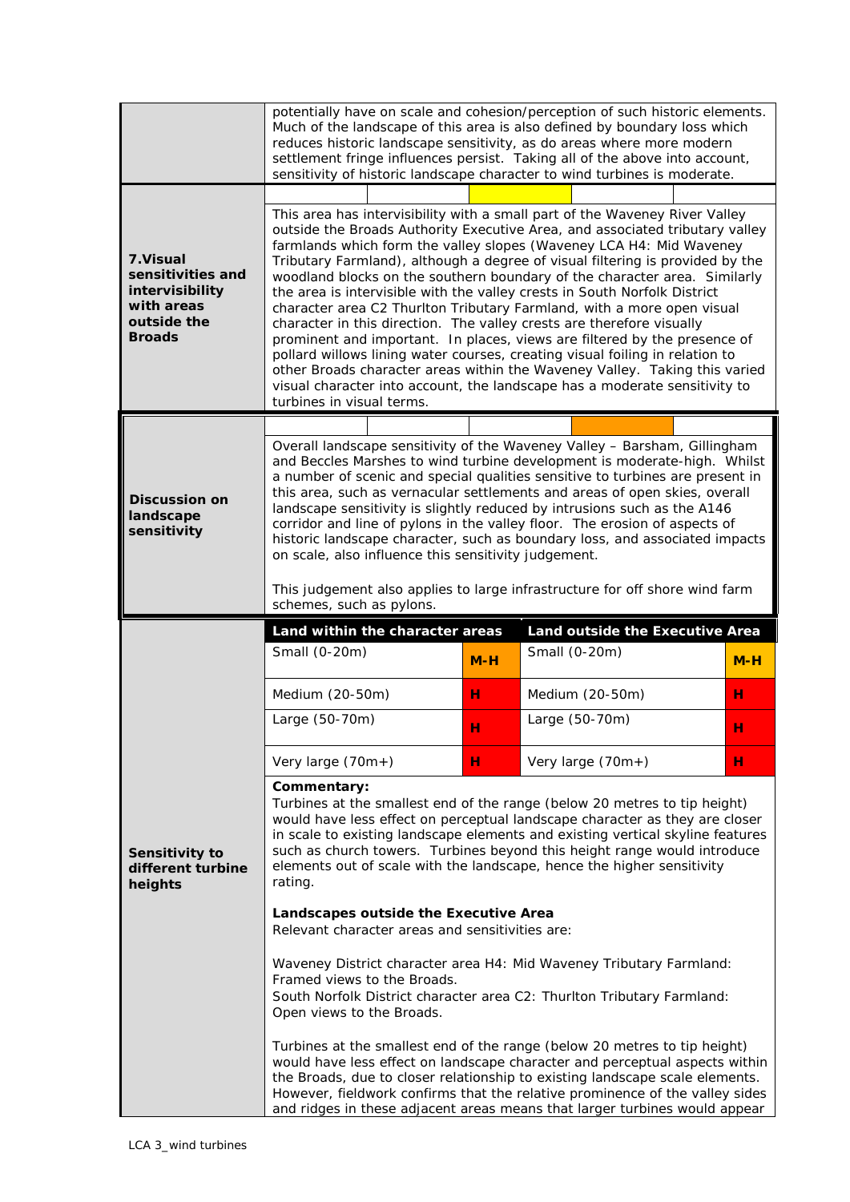| | |
|---|---|
| | potentially have on scale and cohesion/perception of such historic elements. Much of the landscape of this area is also defined by boundary loss which reduces historic landscape sensitivity, as do areas where more modern settlement fringe influences persist. Taking all of the above into account, sensitivity of historic landscape character to wind turbines is moderate. |
| **7.Visual sensitivities and intervisibility with areas outside the Broads** | This area has intervisibility with a small part of the Waveney River Valley outside the Broads Authority Executive Area, and associated tributary valley farmlands which form the valley slopes (Waveney LCA H4: Mid Waveney Tributary Farmland), although a degree of visual filtering is provided by the woodland blocks on the southern boundary of the character area. Similarly the area is intervisible with the valley crests in South Norfolk District character area C2 Thurlton Tributary Farmland, with a more open visual character in this direction. The valley crests are therefore visually prominent and important. In places, views are filtered by the presence of pollard willows lining water courses, creating visual foiling in relation to other Broads character areas within the Waveney Valley. Taking this varied visual character into account, the landscape has a moderate sensitivity to turbines in visual terms. |
| **Discussion on landscape sensitivity** | Overall landscape sensitivity of the Waveney Valley – Barsham, Gillingham and Beccles Marshes to wind turbine development is moderate-high. Whilst a number of scenic and special qualities sensitive to turbines are present in this area, such as vernacular settlements and areas of open skies, overall landscape sensitivity is slightly reduced by intrusions such as the A146 corridor and line of pylons in the valley floor. The erosion of aspects of historic landscape character, such as boundary loss, and associated impacts on scale, also influence this sensitivity judgement.<br><br>This judgement also applies to large infrastructure for off shore wind farm schemes, such as pylons. |

**Sensitivity to different turbine heights**

| Land within the character areas | | Land outside the Executive Area | |
|---|---|---|---|
| Small (0-20m) | M-H | Small (0-20m) | M-H |
| Medium (20-50m) | H | Medium (20-50m) | H |
| Large (50-70m) | H | Large (50-70m) | H |
| Very large (70m+) | H | Very large (70m+) | H |

**Commentary:**
Turbines at the smallest end of the range (below 20 metres to tip height) would have less effect on perceptual landscape character as they are closer in scale to existing landscape elements and existing vertical skyline features such as church towers. Turbines beyond this height range would introduce elements out of scale with the landscape, hence the higher sensitivity rating.

**Landscapes outside the Executive Area**
Relevant character areas and sensitivities are:

Waveney District character area H4: Mid Waveney Tributary Farmland: Framed views to the Broads.
South Norfolk District character area C2: Thurlton Tributary Farmland: Open views to the Broads.

Turbines at the smallest end of the range (below 20 metres to tip height) would have less effect on landscape character and perceptual aspects within the Broads, due to closer relationship to existing landscape scale elements. However, fieldwork confirms that the relative prominence of the valley sides and ridges in these adjacent areas means that larger turbines would appear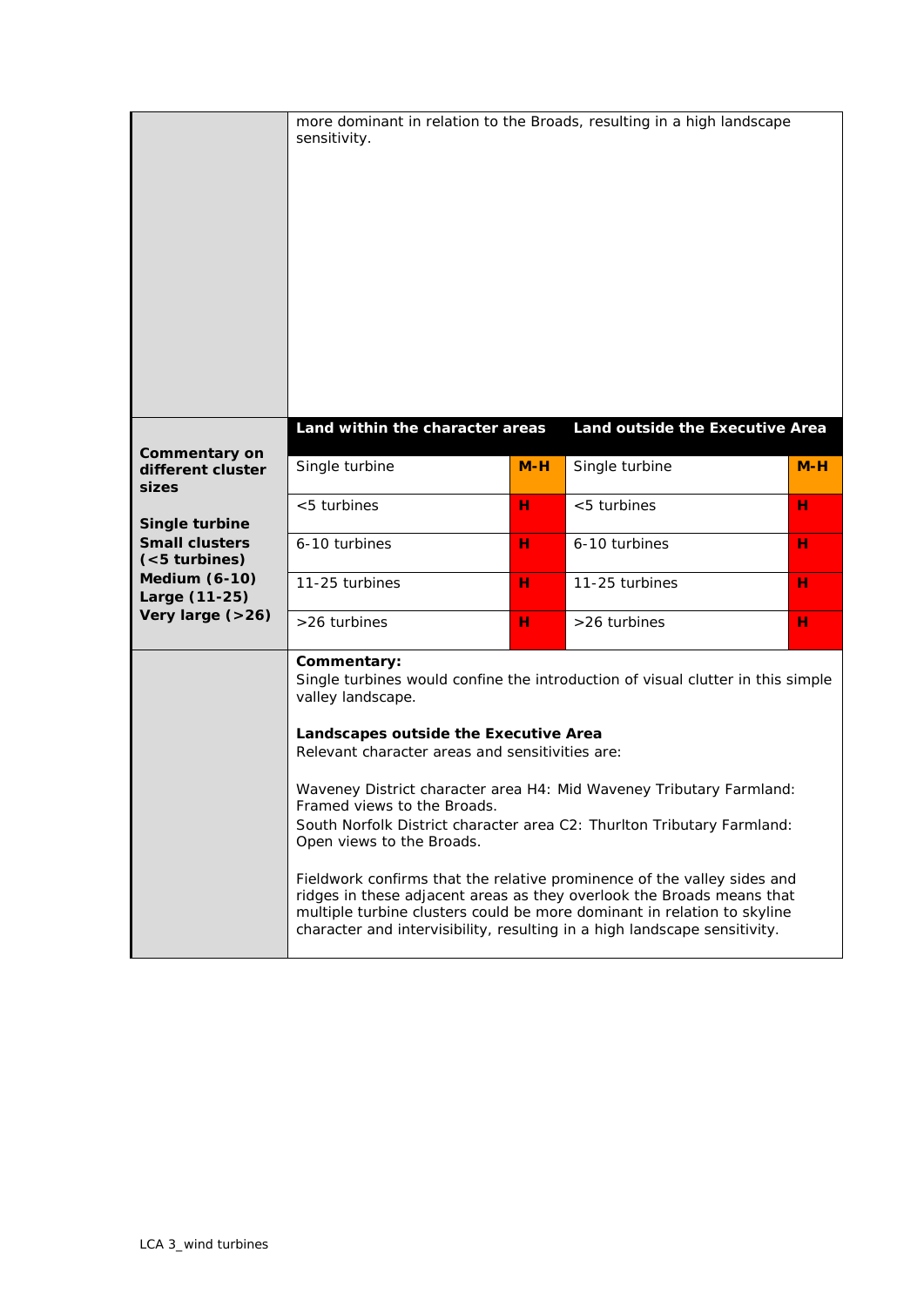more dominant in relation to the Broads, resulting in a high landscape sensitivity.

**Commentary on different cluster sizes**

**Single turbine**
**Small clusters (<5 turbines)**
**Medium (6-10)**
**Large (11-25)**
**Very large (>26)**

| Land within the character areas | | Land outside the Executive Area | |
|---|---|---|---|
| Single turbine | M-H | Single turbine | M-H |
| <5 turbines | H | <5 turbines | H |
| 6-10 turbines | H | 6-10 turbines | H |
| 11-25 turbines | H | 11-25 turbines | H |
| >26 turbines | H | >26 turbines | H |

**Commentary:**
Single turbines would confine the introduction of visual clutter in this simple valley landscape.

**Landscapes outside the Executive Area**
Relevant character areas and sensitivities are:

Waveney District character area H4: Mid Waveney Tributary Farmland: Framed views to the Broads.
South Norfolk District character area C2: Thurlton Tributary Farmland: Open views to the Broads.

Fieldwork confirms that the relative prominence of the valley sides and ridges in these adjacent areas as they overlook the Broads means that multiple turbine clusters could be more dominant in relation to skyline character and intervisibility, resulting in a high landscape sensitivity.